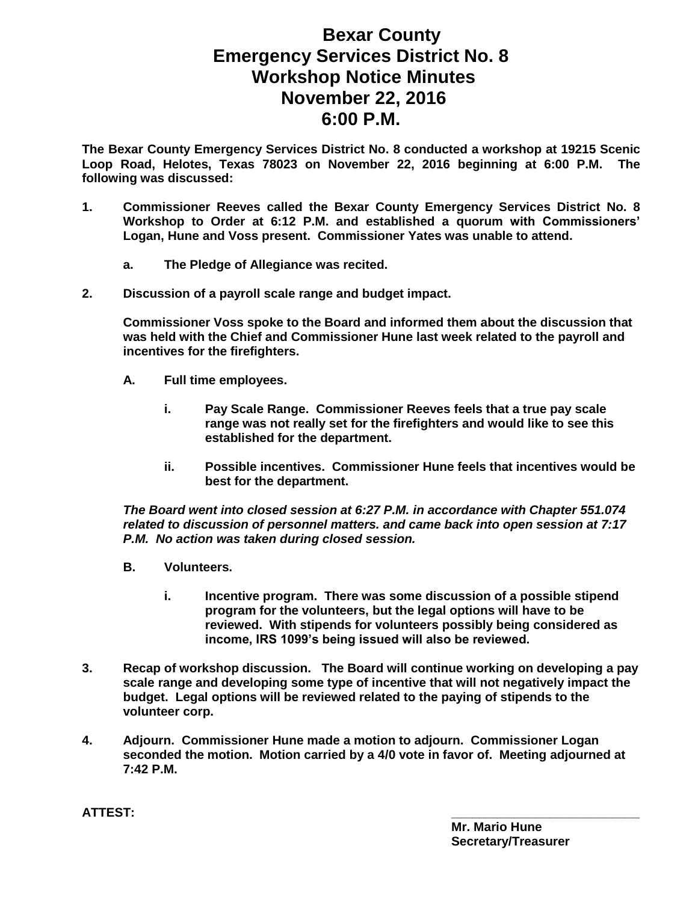# Bexar County
# Emergency Services District No. 8
# Workshop Notice Minutes
# November 22, 2016
# 6:00 P.M.

**The Bexar County Emergency Services District No. 8 conducted a workshop at 19215 Scenic Loop Road, Helotes, Texas 78023 on November 22, 2016 beginning at 6:00 P.M. The following was discussed:**

1. **Commissioner Reeves called the Bexar County Emergency Services District No. 8 Workshop to Order at 6:12 P.M. and established a quorum with Commissioners' Logan, Hune and Voss present. Commissioner Yates was unable to attend.**

   a. **The Pledge of Allegiance was recited.**

2. **Discussion of a payroll scale range and budget impact.**

   **Commissioner Voss spoke to the Board and informed them about the discussion that was held with the Chief and Commissioner Hune last week related to the payroll and incentives for the firefighters.**

   A. **Full time employees.**

      i. **Pay Scale Range. Commissioner Reeves feels that a true pay scale range was not really set for the firefighters and would like to see this established for the department.**

      ii. **Possible incentives. Commissioner Hune feels that incentives would be best for the department.**

   ***The Board went into closed session at 6:27 P.M. in accordance with Chapter 551.074 related to discussion of personnel matters. and came back into open session at 7:17 P.M. No action was taken during closed session.***

   B. **Volunteers.**

      i. **Incentive program. There was some discussion of a possible stipend program for the volunteers, but the legal options will have to be reviewed. With stipends for volunteers possibly being considered as income, IRS 1099's being issued will also be reviewed.**

3. **Recap of workshop discussion. The Board will continue working on developing a pay scale range and developing some type of incentive that will not negatively impact the budget. Legal options will be reviewed related to the paying of stipends to the volunteer corp.**

4. **Adjourn. Commissioner Hune made a motion to adjourn. Commissioner Logan seconded the motion. Motion carried by a 4/0 vote in favor of. Meeting adjourned at 7:42 P.M.**

**ATTEST:**

_____________________________

**Mr. Mario Hune**
**Secretary/Treasurer**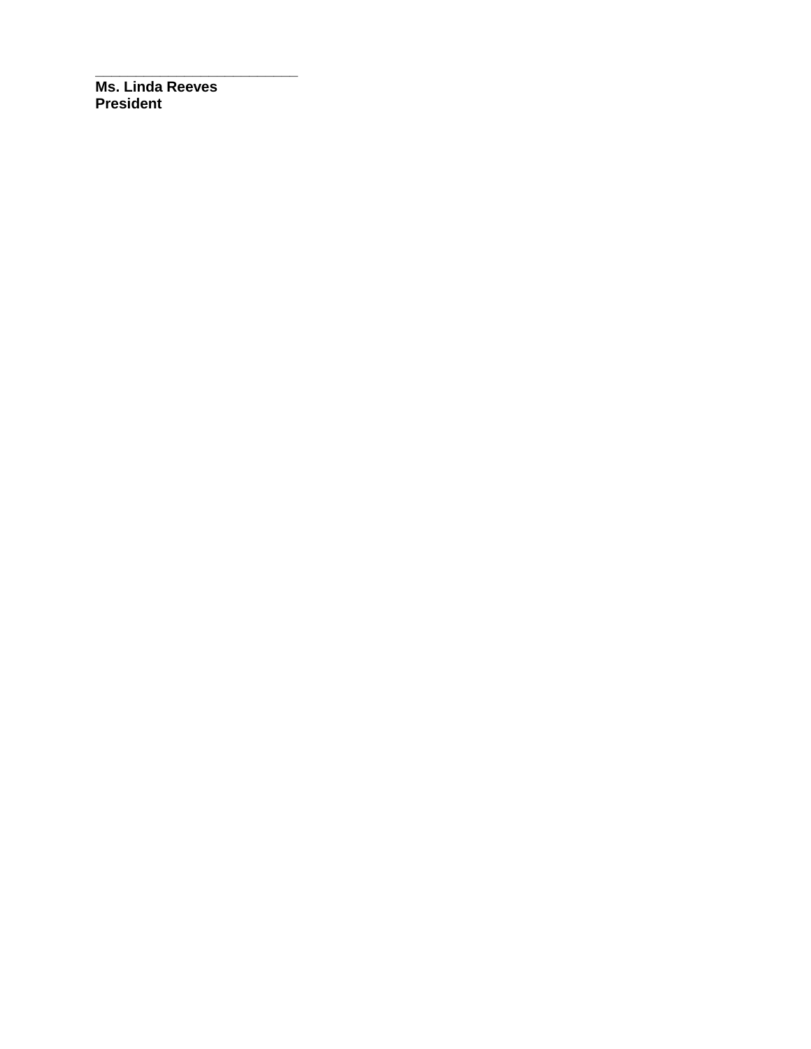\_\_\_\_\_\_\_\_\_\_\_\_\_\_\_\_\_\_\_\_\_\_\_\_\_\_

**Ms. Linda Reeves**
**President**